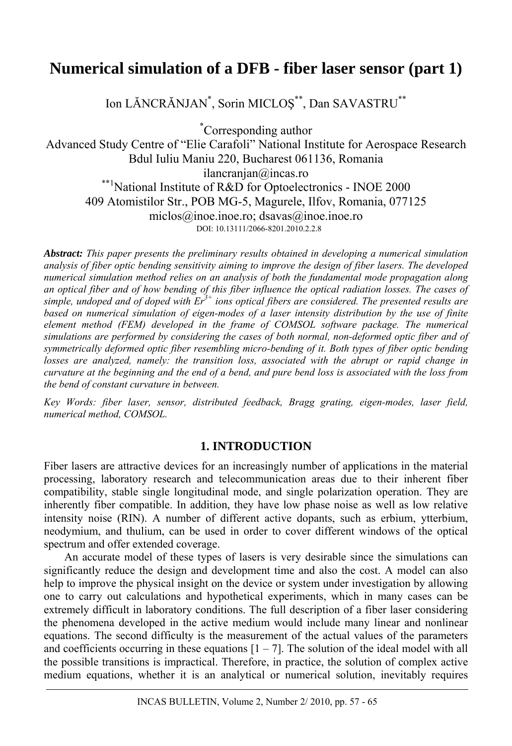# Numerical simulation of a DFB - fiber laser sensor (part 1)

Ion LĂNCRĂNJAN[*], Sorin MICLOŞ[**], Dan SAVASTRU[**]

[*]Corresponding author
Advanced Study Centre of "Elie Carafoli" National Institute for Aerospace Research
Bdul Iuliu Maniu 220, Bucharest 061136, Romania
ilancranjan@incas.ro
[**1]National Institute of R&D for Optoelectronics - INOE 2000
409 Atomistilor Str., POB MG-5, Magurele, Ilfov, Romania, 077125
miclos@inoe.inoe.ro; dsavas@inoe.inoe.ro
DOI: 10.13111/2066-8201.2010.2.2.8

***Abstract:*** *This paper presents the preliminary results obtained in developing a numerical simulation analysis of fiber optic bending sensitivity aiming to improve the design of fiber lasers. The developed numerical simulation method relies on an analysis of both the fundamental mode propagation along an optical fiber and of how bending of this fiber influence the optical radiation losses. The cases of simple, undoped and of doped with $Er^{3+}$ ions optical fibers are considered. The presented results are based on numerical simulation of eigen-modes of a laser intensity distribution by the use of finite element method (FEM) developed in the frame of COMSOL software package. The numerical simulations are performed by considering the cases of both normal, non-deformed optic fiber and of symmetrically deformed optic fiber resembling micro-bending of it. Both types of fiber optic bending losses are analyzed, namely: the transition loss, associated with the abrupt or rapid change in curvature at the beginning and the end of a bend, and pure bend loss is associated with the loss from the bend of constant curvature in between.*

*Key Words: fiber laser, sensor, distributed feedback, Bragg grating, eigen-modes, laser field, numerical method, COMSOL.*

## 1. INTRODUCTION

Fiber lasers are attractive devices for an increasingly number of applications in the material processing, laboratory research and telecommunication areas due to their inherent fiber compatibility, stable single longitudinal mode, and single polarization operation. They are inherently fiber compatible. In addition, they have low phase noise as well as low relative intensity noise (RIN). A number of different active dopants, such as erbium, ytterbium, neodymium, and thulium, can be used in order to cover different windows of the optical spectrum and offer extended coverage.

An accurate model of these types of lasers is very desirable since the simulations can significantly reduce the design and development time and also the cost. A model can also help to improve the physical insight on the device or system under investigation by allowing one to carry out calculations and hypothetical experiments, which in many cases can be extremely difficult in laboratory conditions. The full description of a fiber laser considering the phenomena developed in the active medium would include many linear and nonlinear equations. The second difficulty is the measurement of the actual values of the parameters and coefficients occurring in these equations [1 – 7]. The solution of the ideal model with all the possible transitions is impractical. Therefore, in practice, the solution of complex active medium equations, whether it is an analytical or numerical solution, inevitably requires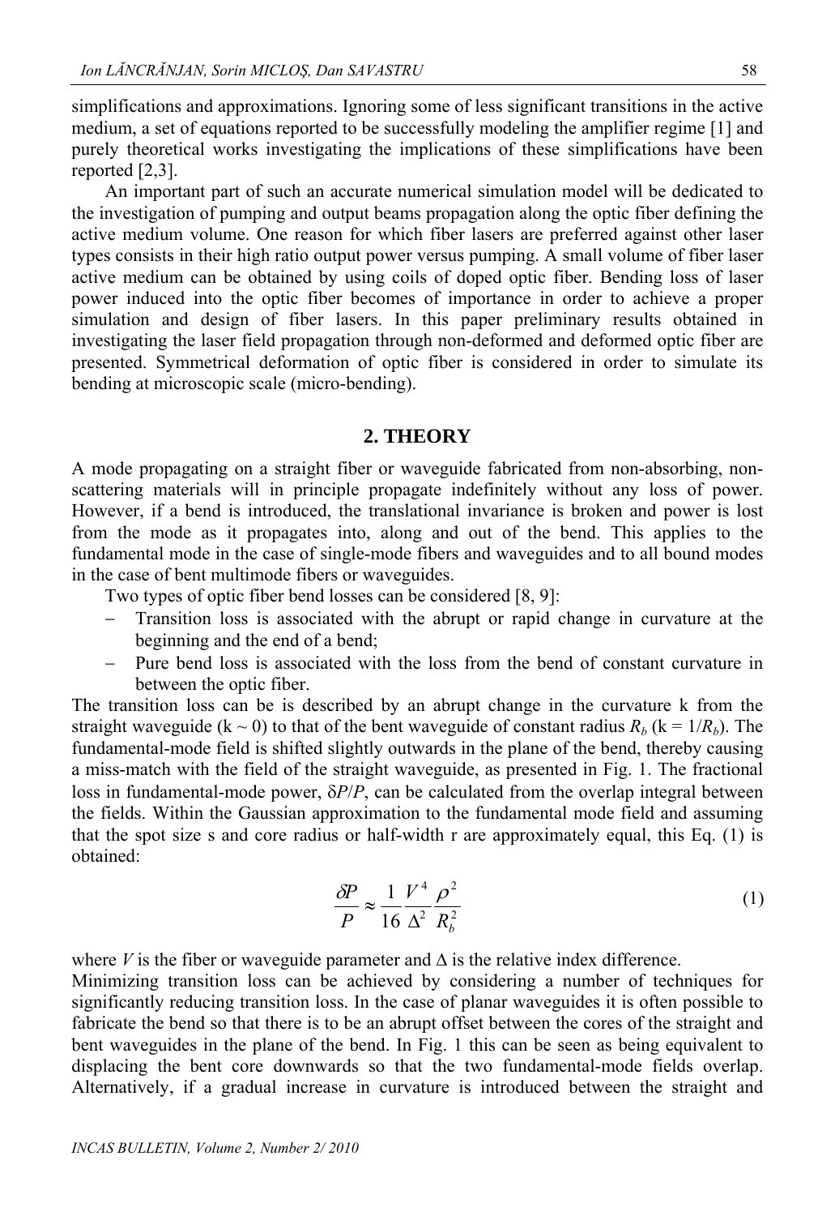simplifications and approximations. Ignoring some of less significant transitions in the active medium, a set of equations reported to be successfully modeling the amplifier regime [1] and purely theoretical works investigating the implications of these simplifications have been reported [2,3].

An important part of such an accurate numerical simulation model will be dedicated to the investigation of pumping and output beams propagation along the optic fiber defining the active medium volume. One reason for which fiber lasers are preferred against other laser types consists in their high ratio output power versus pumping. A small volume of fiber laser active medium can be obtained by using coils of doped optic fiber. Bending loss of laser power induced into the optic fiber becomes of importance in order to achieve a proper simulation and design of fiber lasers. In this paper preliminary results obtained in investigating the laser field propagation through non-deformed and deformed optic fiber are presented. Symmetrical deformation of optic fiber is considered in order to simulate its bending at microscopic scale (micro-bending).

## 2. THEORY

A mode propagating on a straight fiber or waveguide fabricated from non-absorbing, non-scattering materials will in principle propagate indefinitely without any loss of power. However, if a bend is introduced, the translational invariance is broken and power is lost from the mode as it propagates into, along and out of the bend. This applies to the fundamental mode in the case of single-mode fibers and waveguides and to all bound modes in the case of bent multimode fibers or waveguides.

Two types of optic fiber bend losses can be considered [8, 9]:

- Transition loss is associated with the abrupt or rapid change in curvature at the beginning and the end of a bend;
- Pure bend loss is associated with the loss from the bend of constant curvature in between the optic fiber.

The transition loss can be is described by an abrupt change in the curvature k from the straight waveguide ($k \sim 0$) to that of the bent waveguide of constant radius $R_b$ ($k = 1/R_b$). The fundamental-mode field is shifted slightly outwards in the plane of the bend, thereby causing a miss-match with the field of the straight waveguide, as presented in Fig. 1. The fractional loss in fundamental-mode power, $\delta P/P$, can be calculated from the overlap integral between the fields. Within the Gaussian approximation to the fundamental mode field and assuming that the spot size s and core radius or half-width r are approximately equal, this Eq. (1) is obtained:

$$\frac{\delta P}{P} \approx \frac{1}{16} \frac{V^4}{\Delta^2} \frac{\rho^2}{R_b^2} \tag{1}$$

where $V$ is the fiber or waveguide parameter and $\Delta$ is the relative index difference.

Minimizing transition loss can be achieved by considering a number of techniques for significantly reducing transition loss. In the case of planar waveguides it is often possible to fabricate the bend so that there is to be an abrupt offset between the cores of the straight and bent waveguides in the plane of the bend. In Fig. 1 this can be seen as being equivalent to displacing the bent core downwards so that the two fundamental-mode fields overlap. Alternatively, if a gradual increase in curvature is introduced between the straight and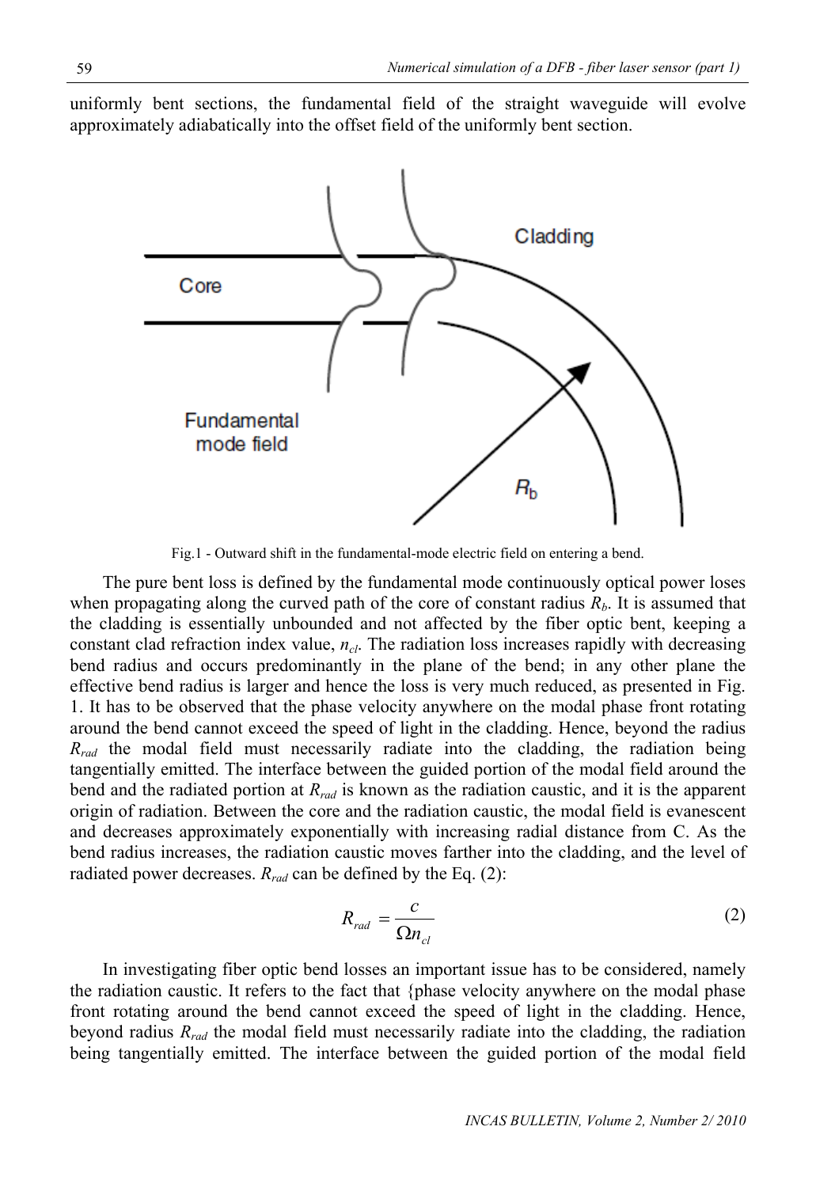uniformly bent sections, the fundamental field of the straight waveguide will evolve approximately adiabatically into the offset field of the uniformly bent section.

Fig.1 - Outward shift in the fundamental-mode electric field on entering a bend.

The pure bent loss is defined by the fundamental mode continuously optical power loses when propagating along the curved path of the core of constant radius $R_b$. It is assumed that the cladding is essentially unbounded and not affected by the fiber optic bent, keeping a constant clad refraction index value, $n_{cl}$. The radiation loss increases rapidly with decreasing bend radius and occurs predominantly in the plane of the bend; in any other plane the effective bend radius is larger and hence the loss is very much reduced, as presented in Fig. 1. It has to be observed that the phase velocity anywhere on the modal phase front rotating around the bend cannot exceed the speed of light in the cladding. Hence, beyond the radius $R_{rad}$ the modal field must necessarily radiate into the cladding, the radiation being tangentially emitted. The interface between the guided portion of the modal field around the bend and the radiated portion at $R_{rad}$ is known as the radiation caustic, and it is the apparent origin of radiation. Between the core and the radiation caustic, the modal field is evanescent and decreases approximately exponentially with increasing radial distance from C. As the bend radius increases, the radiation caustic moves farther into the cladding, and the level of radiated power decreases. $R_{rad}$ can be defined by the Eq. (2):

$$R_{rad} = \frac{c}{\Omega n_{cl}} \tag{2}$$

In investigating fiber optic bend losses an important issue has to be considered, namely the radiation caustic. It refers to the fact that {phase velocity anywhere on the modal phase front rotating around the bend cannot exceed the speed of light in the cladding. Hence, beyond radius $R_{rad}$ the modal field must necessarily radiate into the cladding, the radiation being tangentially emitted. The interface between the guided portion of the modal field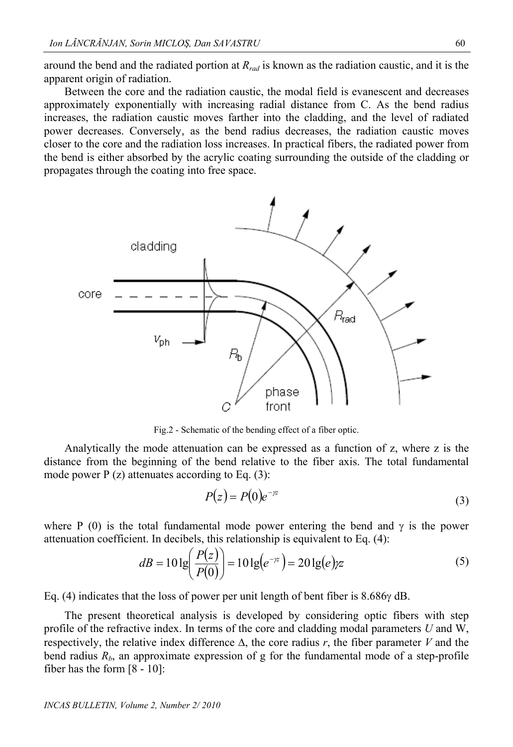around the bend and the radiated portion at $R_{rad}$ is known as the radiation caustic, and it is the apparent origin of radiation.

Between the core and the radiation caustic, the modal field is evanescent and decreases approximately exponentially with increasing radial distance from C. As the bend radius increases, the radiation caustic moves farther into the cladding, and the level of radiated power decreases. Conversely, as the bend radius decreases, the radiation caustic moves closer to the core and the radiation loss increases. In practical fibers, the radiated power from the bend is either absorbed by the acrylic coating surrounding the outside of the cladding or propagates through the coating into free space.

Fig.2 - Schematic of the bending effect of a fiber optic.

Analytically the mode attenuation can be expressed as a function of z, where z is the distance from the beginning of the bend relative to the fiber axis. The total fundamental mode power P (z) attenuates according to Eq. (3):

$$P(z) = P(0)e^{-\gamma z} \tag{3}$$

where P (0) is the total fundamental mode power entering the bend and $\gamma$ is the power attenuation coefficient. In decibels, this relationship is equivalent to Eq. (4):

$$dB = 10\lg\left(\frac{P(z)}{P(0)}\right) = 10\lg\left(e^{-\gamma z}\right) = 20\lg(e)\gamma z \tag{5}$$

Eq. (4) indicates that the loss of power per unit length of bent fiber is 8.686$\gamma$ dB.

The present theoretical analysis is developed by considering optic fibers with step profile of the refractive index. In terms of the core and cladding modal parameters *U* and W, respectively, the relative index difference $\Delta$, the core radius *r*, the fiber parameter *V* and the bend radius $R_b$, an approximate expression of g for the fundamental mode of a step-profile fiber has the form [8 - 10]: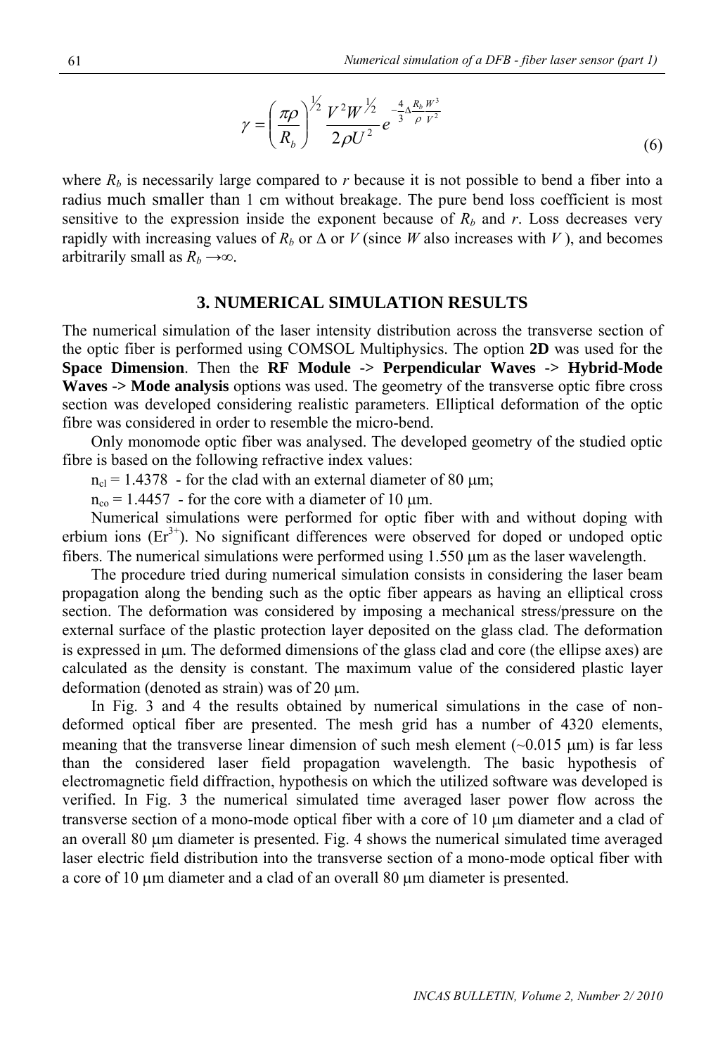$$\gamma = \left(\frac{\pi\rho}{R_b}\right)^{1/2} \frac{V^2 W^{1/2}}{2\rho U^2} e^{-\frac{4}{3}\Delta\frac{R_b}{\rho}\frac{W^3}{V^2}} \tag{6}$$

where $R_b$ is necessarily large compared to $r$ because it is not possible to bend a fiber into a radius much smaller than 1 cm without breakage. The pure bend loss coefficient is most sensitive to the expression inside the exponent because of $R_b$ and $r$. Loss decreases very rapidly with increasing values of $R_b$ or $\Delta$ or $V$ (since $W$ also increases with $V$ ), and becomes arbitrarily small as $R_b \rightarrow\infty$.

## 3. NUMERICAL SIMULATION RESULTS

The numerical simulation of the laser intensity distribution across the transverse section of the optic fiber is performed using COMSOL Multiphysics. The option **2D** was used for the **Space Dimension**. Then the **RF Module -> Perpendicular Waves -> Hybrid-Mode Waves -> Mode analysis** options was used. The geometry of the transverse optic fibre cross section was developed considering realistic parameters. Elliptical deformation of the optic fibre was considered in order to resemble the micro-bend.

Only monomode optic fiber was analysed. The developed geometry of the studied optic fibre is based on the following refractive index values:

$n_{cl} = 1.4378$ - for the clad with an external diameter of 80 μm;

$n_{co} = 1.4457$ - for the core with a diameter of 10 μm.

Numerical simulations were performed for optic fiber with and without doping with erbium ions ($Er^{3+}$). No significant differences were observed for doped or undoped optic fibers. The numerical simulations were performed using 1.550 μm as the laser wavelength.

The procedure tried during numerical simulation consists in considering the laser beam propagation along the bending such as the optic fiber appears as having an elliptical cross section. The deformation was considered by imposing a mechanical stress/pressure on the external surface of the plastic protection layer deposited on the glass clad. The deformation is expressed in μm. The deformed dimensions of the glass clad and core (the ellipse axes) are calculated as the density is constant. The maximum value of the considered plastic layer deformation (denoted as strain) was of 20 μm.

In Fig. 3 and 4 the results obtained by numerical simulations in the case of non-deformed optical fiber are presented. The mesh grid has a number of 4320 elements, meaning that the transverse linear dimension of such mesh element (~0.015 μm) is far less than the considered laser field propagation wavelength. The basic hypothesis of electromagnetic field diffraction, hypothesis on which the utilized software was developed is verified. In Fig. 3 the numerical simulated time averaged laser power flow across the transverse section of a mono-mode optical fiber with a core of 10 μm diameter and a clad of an overall 80 μm diameter is presented. Fig. 4 shows the numerical simulated time averaged laser electric field distribution into the transverse section of a mono-mode optical fiber with a core of 10 μm diameter and a clad of an overall 80 μm diameter is presented.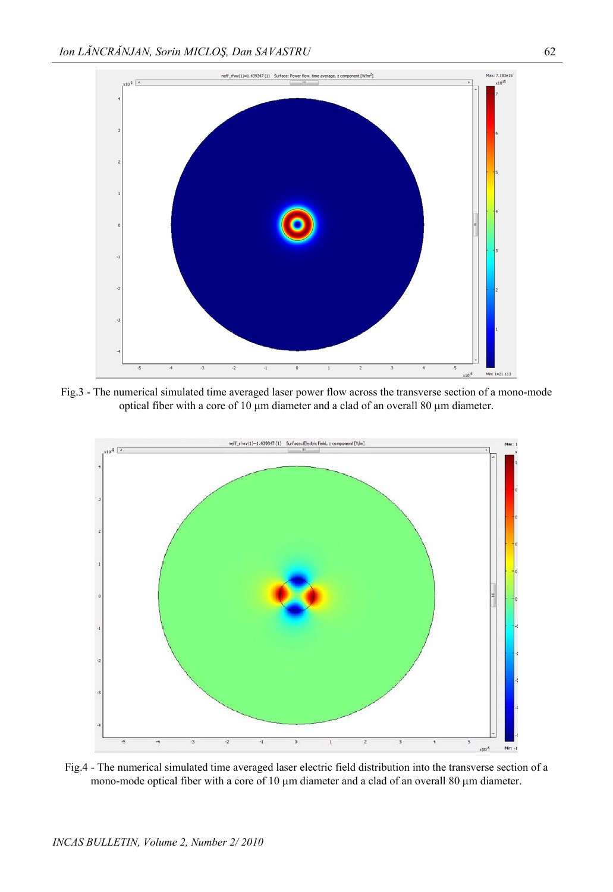Fig.3 - The numerical simulated time averaged laser power flow across the transverse section of a mono-mode optical fiber with a core of 10 μm diameter and a clad of an overall 80 μm diameter.

Fig.4 - The numerical simulated time averaged laser electric field distribution into the transverse section of a mono-mode optical fiber with a core of 10 μm diameter and a clad of an overall 80 μm diameter.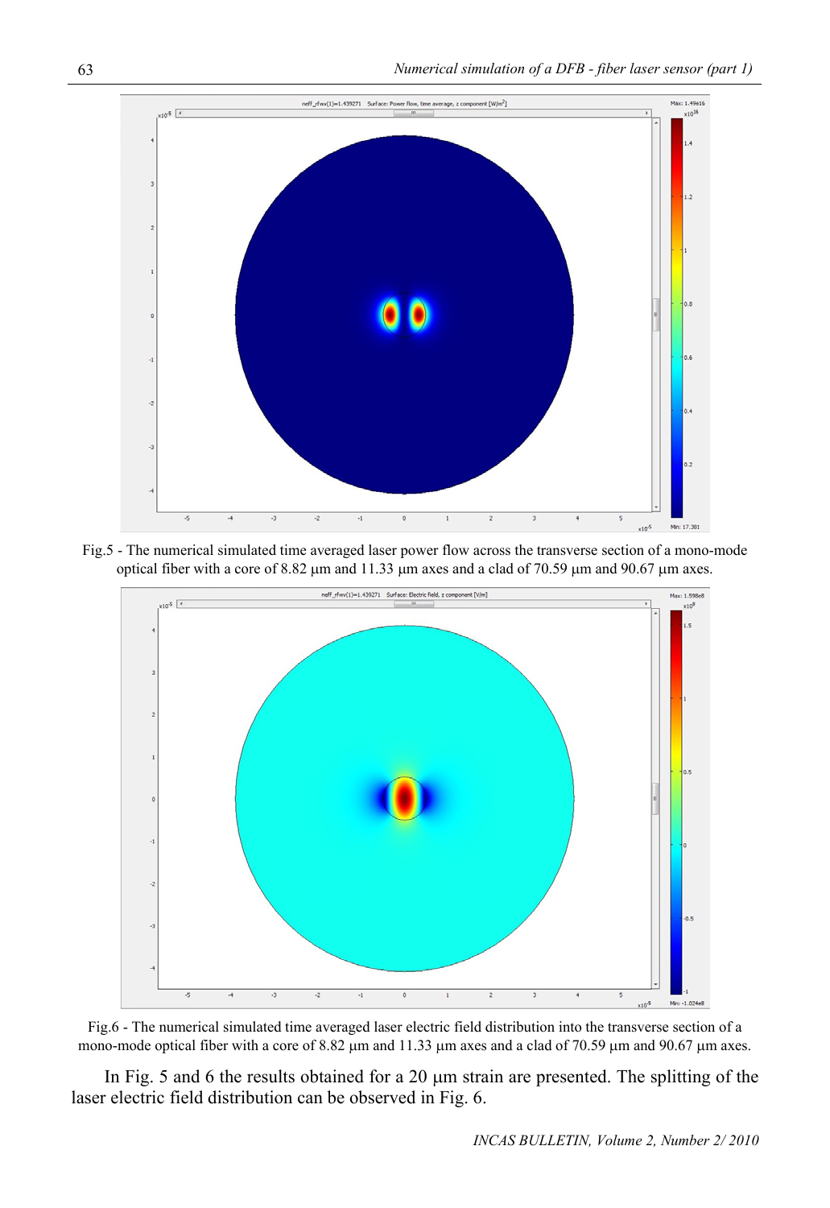Fig.5 - The numerical simulated time averaged laser power flow across the transverse section of a mono-mode optical fiber with a core of 8.82 μm and 11.33 μm axes and a clad of 70.59 μm and 90.67 μm axes.

Fig.6 - The numerical simulated time averaged laser electric field distribution into the transverse section of a mono-mode optical fiber with a core of 8.82 μm and 11.33 μm axes and a clad of 70.59 μm and 90.67 μm axes.

In Fig. 5 and 6 the results obtained for a 20 μm strain are presented. The splitting of the laser electric field distribution can be observed in Fig. 6.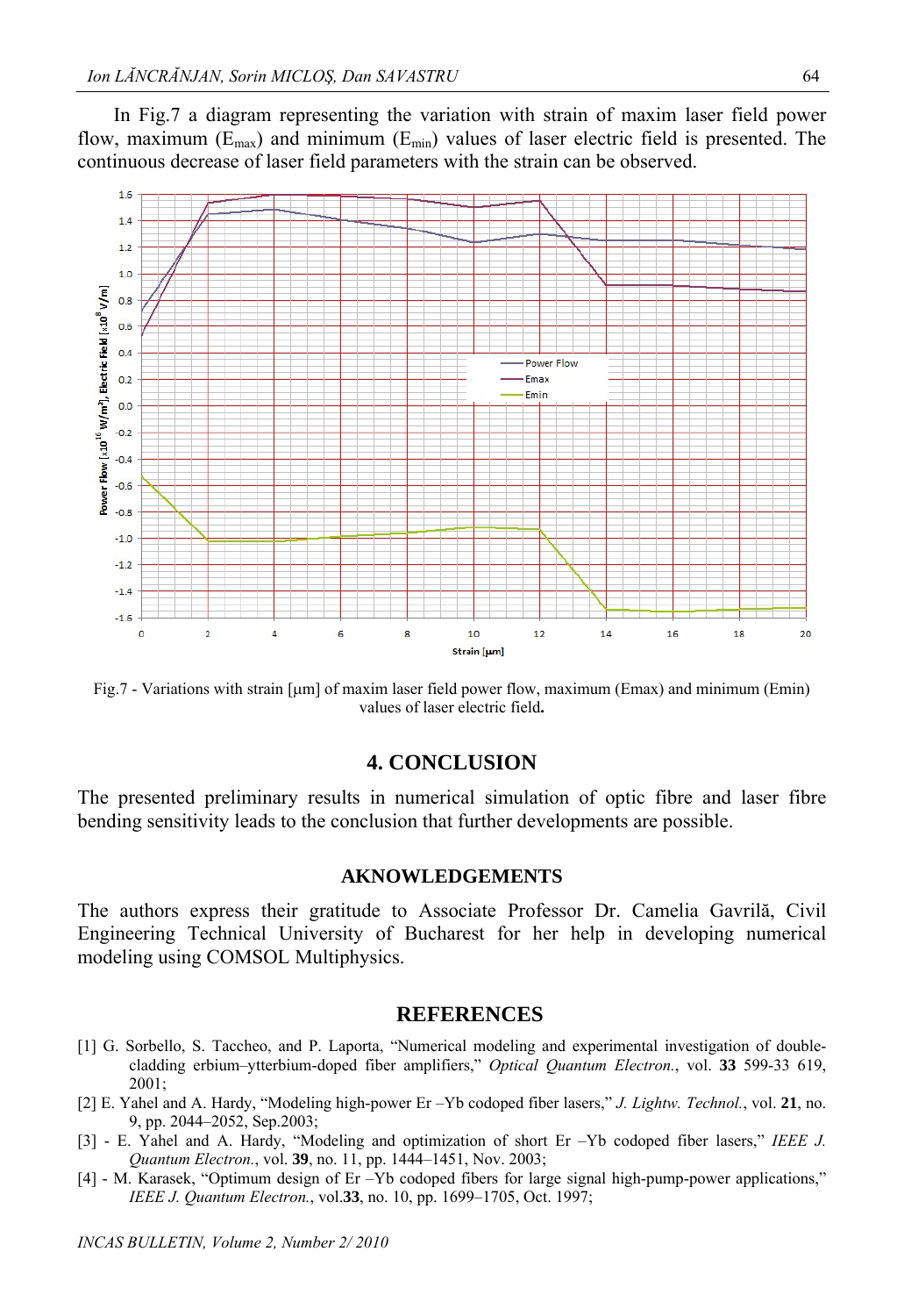In Fig.7 a diagram representing the variation with strain of maxim laser field power flow, maximum ($E_{max}$) and minimum ($E_{min}$) values of laser electric field is presented. The continuous decrease of laser field parameters with the strain can be observed.

Fig.7 - Variations with strain [µm] of maxim laser field power flow, maximum (Emax) and minimum (Emin) values of laser electric field**.**

## 4. CONCLUSION

The presented preliminary results in numerical simulation of optic fibre and laser fibre bending sensitivity leads to the conclusion that further developments are possible.

### AKNOWLEDGEMENTS

The authors express their gratitude to Associate Professor Dr. Camelia Gavrilă, Civil Engineering Technical University of Bucharest for her help in developing numerical modeling using COMSOL Multiphysics.

## REFERENCES

[1] G. Sorbello, S. Taccheo, and P. Laporta, "Numerical modeling and experimental investigation of double-cladding erbium–ytterbium-doped fiber amplifiers," *Optical Quantum Electron.*, vol. **33** 599-33 619, 2001;

[2] E. Yahel and A. Hardy, "Modeling high-power Er –Yb codoped fiber lasers," *J. Lightw. Technol.*, vol. **21**, no. 9, pp. 2044–2052, Sep.2003;

[3] - E. Yahel and A. Hardy, "Modeling and optimization of short Er –Yb codoped fiber lasers," *IEEE J. Quantum Electron.*, vol. **39**, no. 11, pp. 1444–1451, Nov. 2003;

[4] - M. Karasek, "Optimum design of Er –Yb codoped fibers for large signal high-pump-power applications," *IEEE J. Quantum Electron.*, vol.**33**, no. 10, pp. 1699–1705, Oct. 1997;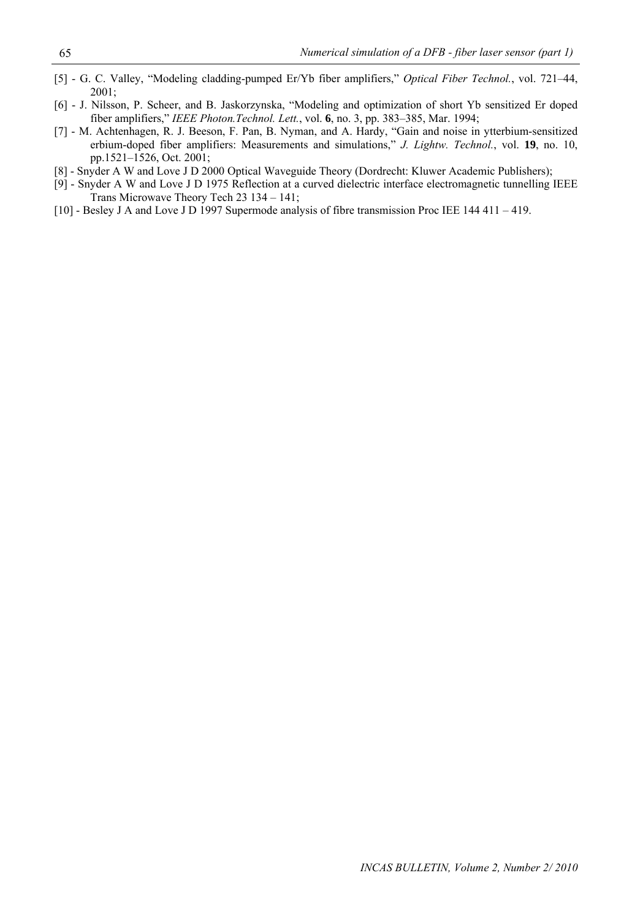[5] - G. C. Valley, "Modeling cladding-pumped Er/Yb fiber amplifiers," *Optical Fiber Technol.*, vol. 721–44, 2001;

[6] - J. Nilsson, P. Scheer, and B. Jaskorzynska, "Modeling and optimization of short Yb sensitized Er doped fiber amplifiers," *IEEE Photon.Technol. Lett.*, vol. **6**, no. 3, pp. 383–385, Mar. 1994;

[7] - M. Achtenhagen, R. J. Beeson, F. Pan, B. Nyman, and A. Hardy, "Gain and noise in ytterbium-sensitized erbium-doped fiber amplifiers: Measurements and simulations," *J. Lightw. Technol.*, vol. **19**, no. 10, pp.1521–1526, Oct. 2001;

[8] - Snyder A W and Love J D 2000 Optical Waveguide Theory (Dordrecht: Kluwer Academic Publishers);

[9] - Snyder A W and Love J D 1975 Reflection at a curved dielectric interface electromagnetic tunnelling IEEE Trans Microwave Theory Tech 23 134 – 141;

[10] - Besley J A and Love J D 1997 Supermode analysis of fibre transmission Proc IEE 144 411 – 419.